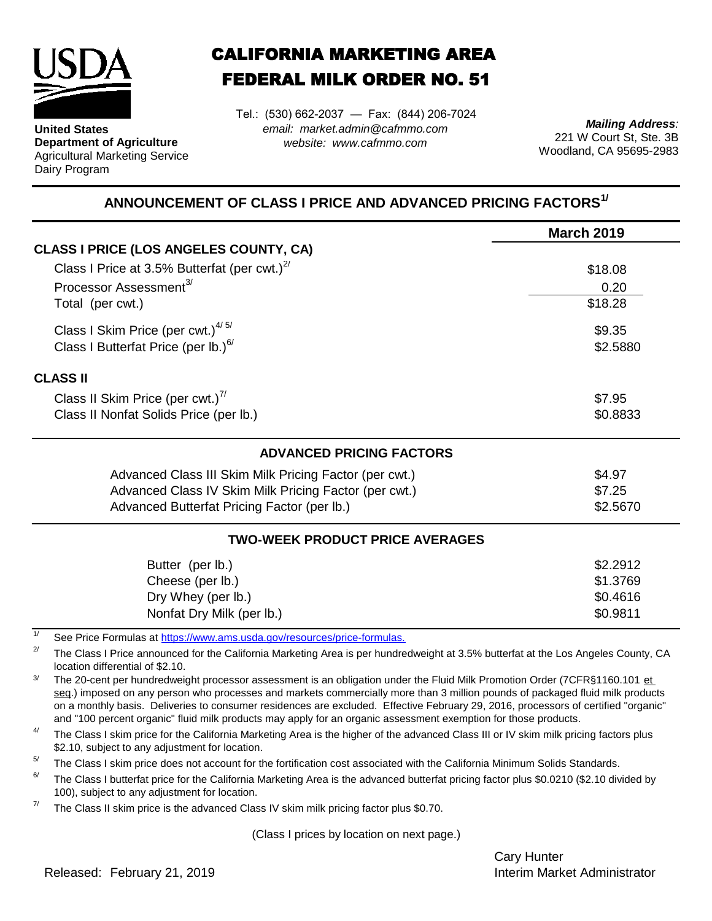**United States Department of Agriculture**
Agricultural Marketing Service
Dairy Program

# CALIFORNIA MARKETING AREA
# FEDERAL MILK ORDER NO. 51

Tel.: (530) 662-2037 — Fax: (844) 206-7024
*email: market.admin@cafmmo.com*
*website: www.cafmmo.com*

***Mailing Address:***
221 W Court St, Ste. 3B
Woodland, CA 95695-2983

## ANNOUNCEMENT OF CLASS I PRICE AND ADVANCED PRICING FACTORS[1/]

| | March 2019 |
|---|---|
| **CLASS I PRICE (LOS ANGELES COUNTY, CA)** | |
| Class I Price at 3.5% Butterfat (per cwt.)[2/] | $18.08 |
| Processor Assessment[3/] | 0.20 |
| Total (per cwt.) | $18.28 |
| Class I Skim Price (per cwt.)[4/ 5/] | $9.35 |
| Class I Butterfat Price (per lb.)[6/] | $2.5880 |
| **CLASS II** | |
| Class II Skim Price (per cwt.)[7/] | $7.95 |
| Class II Nonfat Solids Price (per lb.) | $0.8833 |

### ADVANCED PRICING FACTORS

| | |
|---|---|
| Advanced Class III Skim Milk Pricing Factor (per cwt.) | $4.97 |
| Advanced Class IV Skim Milk Pricing Factor (per cwt.) | $7.25 |
| Advanced Butterfat Pricing Factor (per lb.) | $2.5670 |

### TWO-WEEK PRODUCT PRICE AVERAGES

| | |
|---|---|
| Butter (per lb.) | $2.2912 |
| Cheese (per lb.) | $1.3769 |
| Dry Whey (per lb.) | $0.4616 |
| Nonfat Dry Milk (per lb.) | $0.9811 |

1/ See Price Formulas at https://www.ams.usda.gov/resources/price-formulas.

2/ The Class I Price announced for the California Marketing Area is per hundredweight at 3.5% butterfat at the Los Angeles County, CA location differential of $2.10.

3/ The 20-cent per hundredweight processor assessment is an obligation under the Fluid Milk Promotion Order (7CFR§1160.101 et seq.) imposed on any person who processes and markets commercially more than 3 million pounds of packaged fluid milk products on a monthly basis. Deliveries to consumer residences are excluded. Effective February 29, 2016, processors of certified "organic" and "100 percent organic" fluid milk products may apply for an organic assessment exemption for those products.

4/ The Class I skim price for the California Marketing Area is the higher of the advanced Class III or IV skim milk pricing factors plus $2.10, subject to any adjustment for location.

5/ The Class I skim price does not account for the fortification cost associated with the California Minimum Solids Standards.

6/ The Class I butterfat price for the California Marketing Area is the advanced butterfat pricing factor plus $0.0210 ($2.10 divided by 100), subject to any adjustment for location.

7/ The Class II skim price is the advanced Class IV skim milk pricing factor plus $0.70.

(Class I prices by location on next page.)

Released: February 21, 2019

Cary Hunter
Interim Market Administrator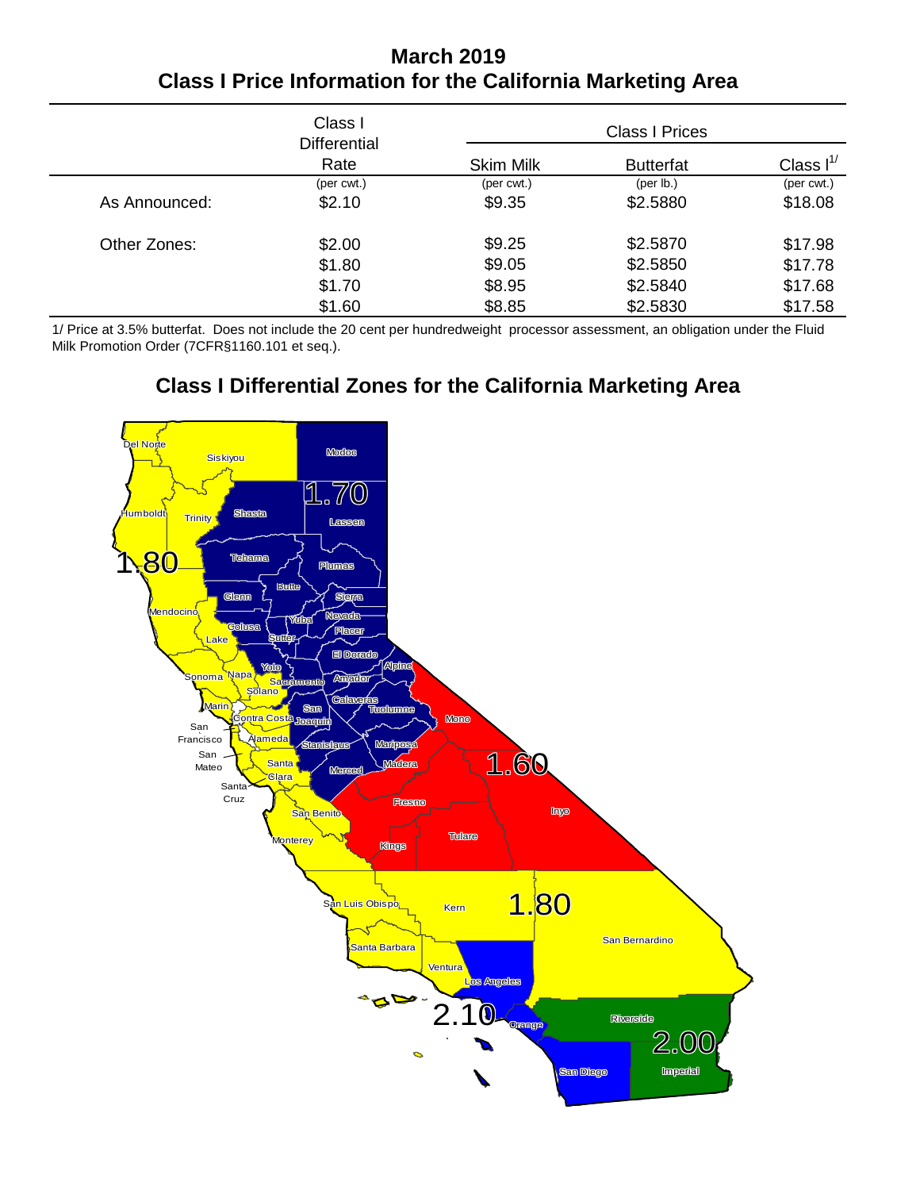# March 2019
# Class I Price Information for the California Marketing Area

| | Class I Differential Rate | Class I Prices | | |
|---|---|---|---|---|
| | | Skim Milk | Butterfat | Class I[1/] |
| | (per cwt.) | (per cwt.) | (per lb.) | (per cwt.) |
| As Announced: | $2.10 | $9.35 | $2.5880 | $18.08 |
| Other Zones: | $2.00 | $9.25 | $2.5870 | $17.98 |
| | $1.80 | $9.05 | $2.5850 | $17.78 |
| | $1.70 | $8.95 | $2.5840 | $17.68 |
| | $1.60 | $8.85 | $2.5830 | $17.58 |

1/ Price at 3.5% butterfat. Does not include the 20 cent per hundredweight processor assessment, an obligation under the Fluid Milk Promotion Order (7CFR§1160.101 et seq.).

## Class I Differential Zones for the California Marketing Area

Del Norte
Siskiyou
Modoc
1.70
Humboldt
Trinity
Shasta
Lassen
1.80
Tehama
Plumas
Butte
Glenn
Sierra
Mendocino
Nevada
Colusa
Yuba
Placer
Lake
Sutter
El Dorado
Yolo
Alpine
Sonoma
Napa
Sacramento
Amador
Solano
Calaveras
Marin
San Joaquin
Tuolumne
Mono
Contra Costa
San Francisco
Alameda
Stanislaus
Mariposa
San Mateo
Santa Clara
Madera
1.60
Merced
Santa Cruz
Fresno
San Benito
Inyo
Monterey
Tulare
Kings
San Luis Obispo
Kern
1.80
San Bernardino
Santa Barbara
Ventura
Los Angeles
2.10
Orange
Riverside
2.00
San Diego
Imperial